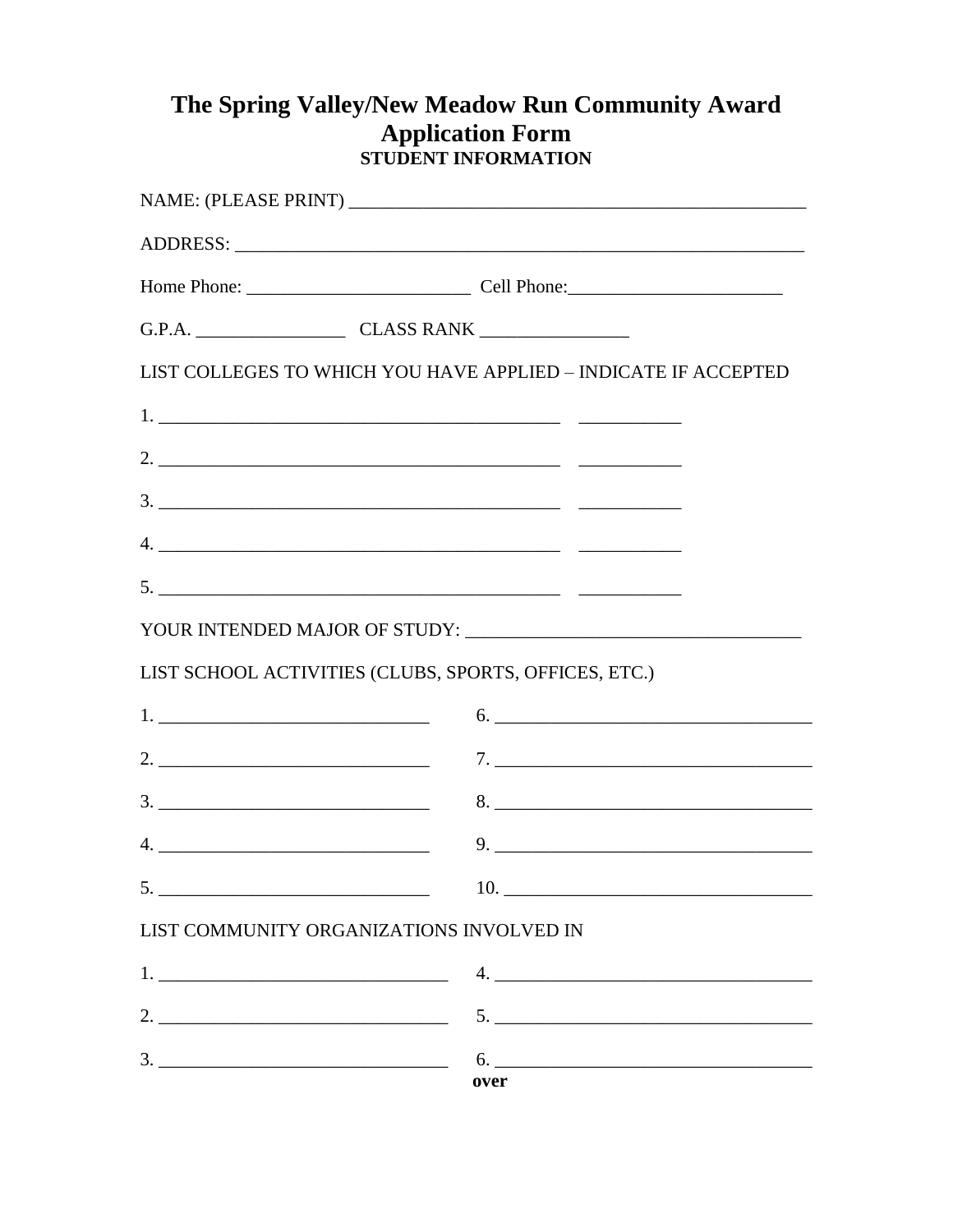# The Spring Valley/New Meadow Run Community Award Application Form

**STUDENT INFORMATION**

NAME: (PLEASE PRINT) ___________________________________________________

ADDRESS: ______________________________________________________________

Home Phone: ________________________ Cell Phone:_______________________

G.P.A. ________________ CLASS RANK ________________

LIST COLLEGES TO WHICH YOU HAVE APPLIED – INDICATE IF ACCEPTED

1. ____________________________________________ ___________
2. ____________________________________________ ___________
3. ____________________________________________ ___________
4. ____________________________________________ ___________
5. ____________________________________________ ___________

YOUR INTENDED MAJOR OF STUDY: ___________________________________

LIST SCHOOL ACTIVITIES (CLUBS, SPORTS, OFFICES, ETC.)

1. ______________________________
2. ______________________________
3. ______________________________
4. ______________________________
5. ______________________________
6. __________________________________
7. __________________________________
8. __________________________________
9. __________________________________
10. _________________________________

LIST COMMUNITY ORGANIZATIONS INVOLVED IN

1. ________________________________
2. ________________________________
3. ________________________________
4. __________________________________
5. __________________________________
6. __________________________________

**over**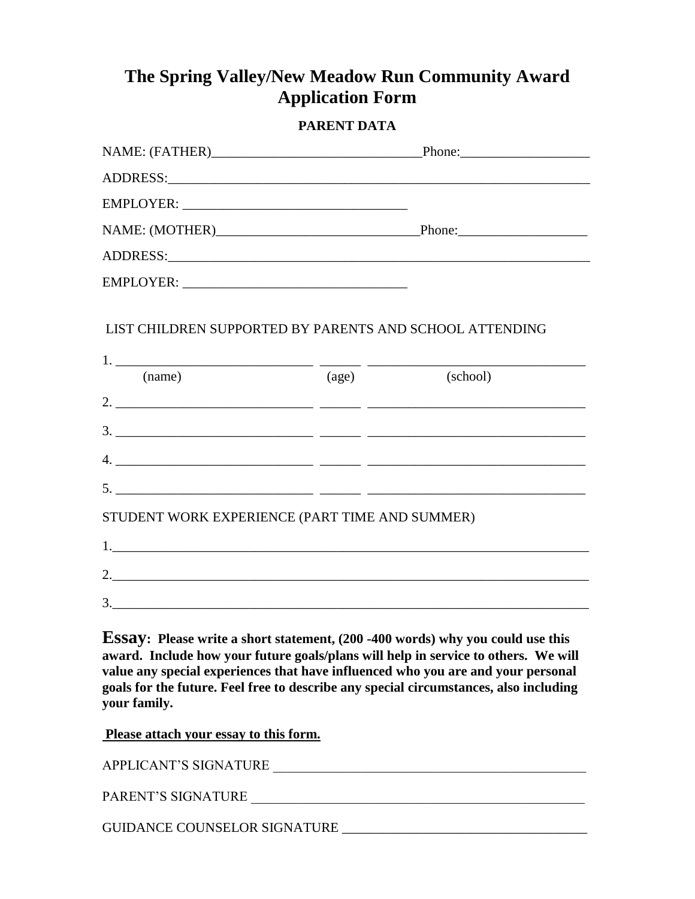# The Spring Valley/New Meadow Run Community Award Application Form

**PARENT DATA**

NAME: (FATHER)______________________________Phone:__________________

ADDRESS:_______________________________________________________________

EMPLOYER: _________________________________

NAME: (MOTHER)_____________________________Phone:___________________

ADDRESS:_______________________________________________________________

EMPLOYER: _________________________________

LIST CHILDREN SUPPORTED BY PARENTS AND SCHOOL ATTENDING

1. _____________________________ ______ ________________________________
   (name) (age) (school)
2. _____________________________ ______ ________________________________
3. _____________________________ ______ ________________________________
4. _____________________________ ______ ________________________________
5. _____________________________ ______ ________________________________

STUDENT WORK EXPERIENCE (PART TIME AND SUMMER)

1.________________________________________________________________________
2.________________________________________________________________________
3.________________________________________________________________________

**Essay: Please write a short statement, (200 -400 words) why you could use this award. Include how your future goals/plans will help in service to others. We will value any special experiences that have influenced who you are and your personal goals for the future. Feel free to describe any special circumstances, also including your family.**

**Please attach your essay to this form.**

APPLICANT'S SIGNATURE ______________________________________________

PARENT'S SIGNATURE ________________________________________________

GUIDANCE COUNSELOR SIGNATURE ____________________________________